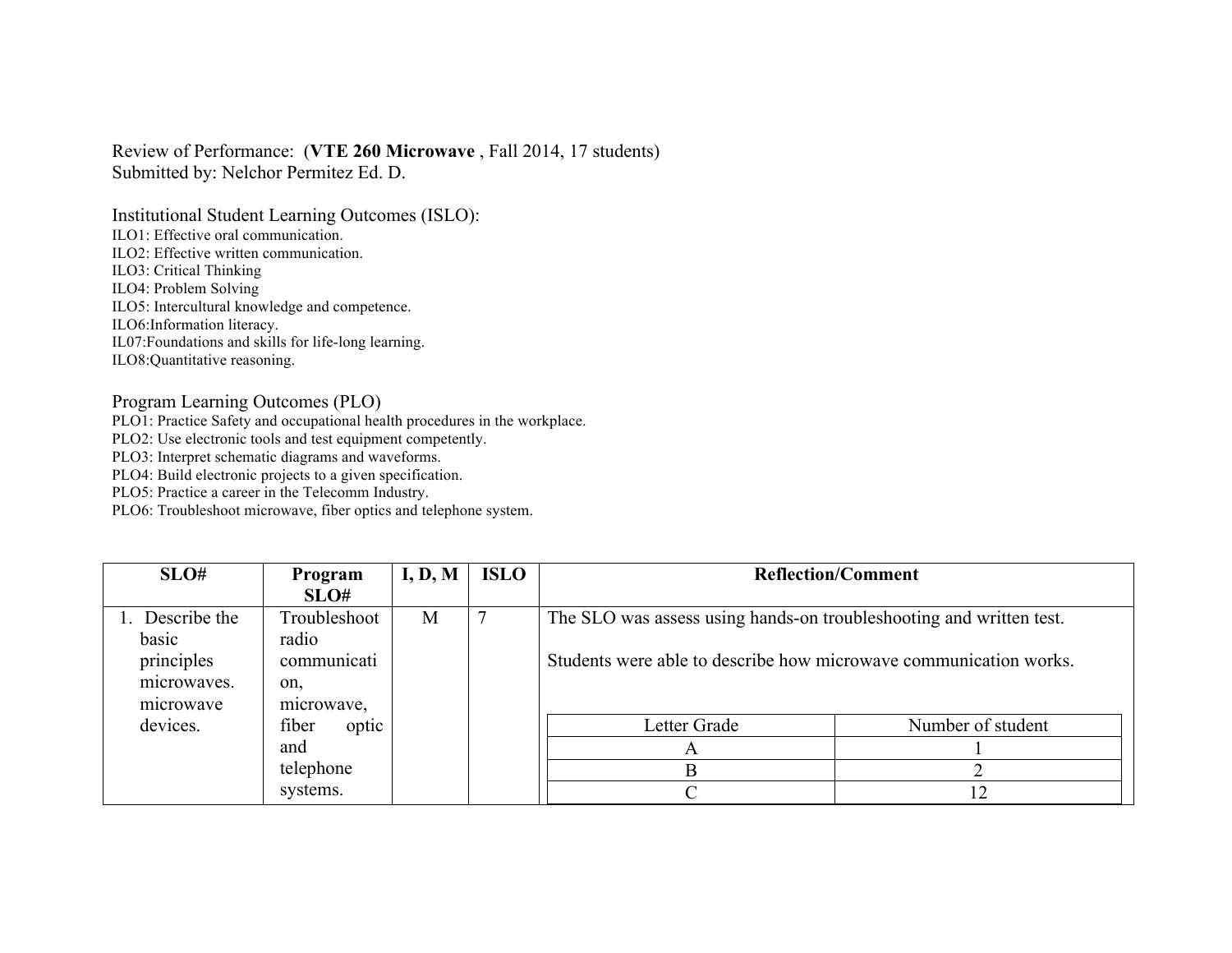Review of Performance: (**VTE 260 Microwave** , Fall 2014, 17 students)
Submitted by: Nelchor Permitez Ed. D.

Institutional Student Learning Outcomes (ISLO):

ILO1: Effective oral communication.
ILO2: Effective written communication.
ILO3: Critical Thinking
ILO4: Problem Solving
ILO5: Intercultural knowledge and competence.
ILO6:Information literacy.
IL07:Foundations and skills for life-long learning.
ILO8:Quantitative reasoning.

Program Learning Outcomes (PLO)

PLO1: Practice Safety and occupational health procedures in the workplace.
PLO2: Use electronic tools and test equipment competently.
PLO3: Interpret schematic diagrams and waveforms.
PLO4: Build electronic projects to a given specification.
PLO5: Practice a career in the Telecomm Industry.
PLO6: Troubleshoot microwave, fiber optics and telephone system.

| SLO# | Program SLO# | I, D, M | ISLO | Reflection/Comment |
|---|---|---|---|---|
| 1. Describe the basic principles microwaves. microwave devices. | Troubleshoot radio communication, microwave, fiber optic and telephone systems. | M | 7 | The SLO was assess using hands-on troubleshooting and written test.<br><br>Students were able to describe how microwave communication works.<br><br>Letter Grade / Number of student:<br>A: 1<br>B: 2<br>C: 12 |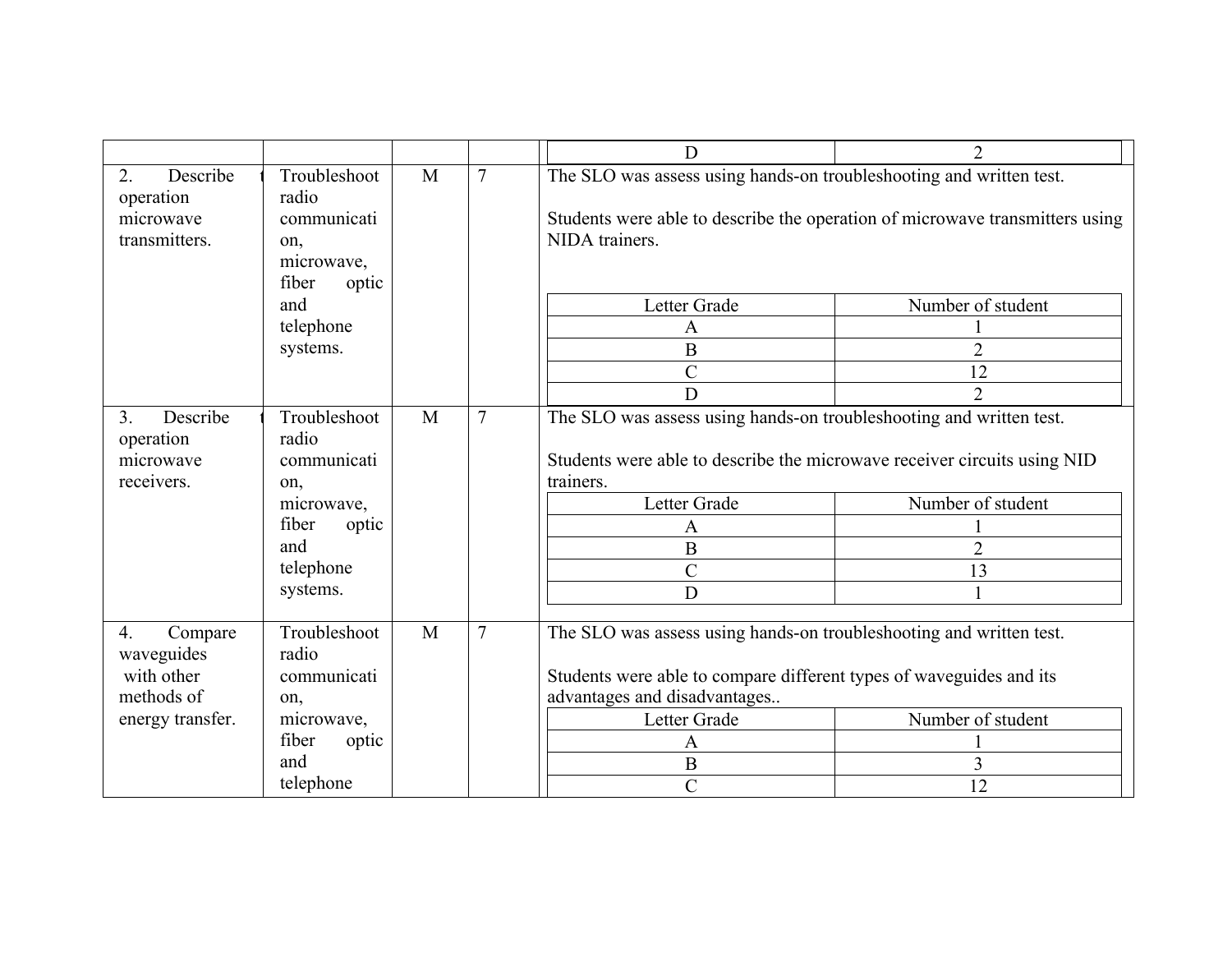| | | | | |
|---|---|---|---|---|
| | | | | D: 2 |
| 2. Describe the operation microwave transmitters. | Troubleshoot radio communication, microwave, fiber optic and telephone systems. | M | 7 | The SLO was assess using hands-on troubleshooting and written test.<br><br>Students were able to describe the operation of microwave transmitters using NIDA trainers.<br><br>Letter Grade / Number of student:<br>A: 1<br>B: 2<br>C: 12<br>D: 2 |
| 3. Describe the operation microwave receivers. | Troubleshoot radio communication, microwave, fiber optic and telephone systems. | M | 7 | The SLO was assess using hands-on troubleshooting and written test.<br><br>Students were able to describe the microwave receiver circuits using NID trainers.<br><br>Letter Grade / Number of student:<br>A: 1<br>B: 2<br>C: 13<br>D: 1 |
| 4. Compare waveguides with other methods of energy transfer. | Troubleshoot radio communication, microwave, fiber optic and telephone | M | 7 | The SLO was assess using hands-on troubleshooting and written test.<br><br>Students were able to compare different types of waveguides and its advantages and disadvantages..<br><br>Letter Grade / Number of student:<br>A: 1<br>B: 3<br>C: 12 |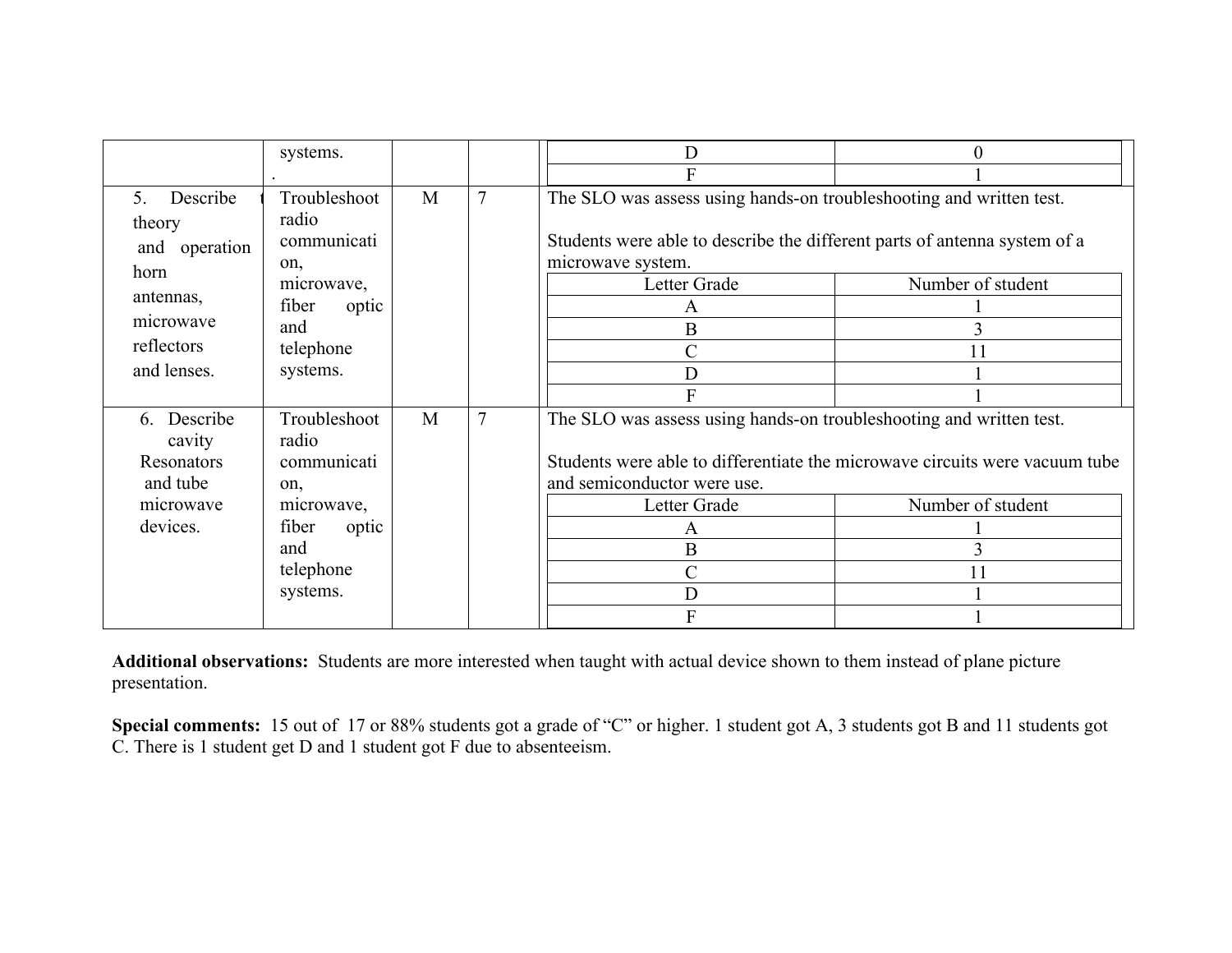| | | | | | |
|---|---|---|---|---|---|
| | systems. . | | | D | 0 |
| | | | | F | 1 |
| 5. Describe theory and operation horn antennas, microwave reflectors and lenses. | Troubleshoot radio communication, microwave, fiber optic and telephone systems. | M | 7 | The SLO was assess using hands-on troubleshooting and written test.<br><br>Students were able to describe the different parts of antenna system of a microwave system. | |
| | | | | Letter Grade | Number of student |
| | | | | A | 1 |
| | | | | B | 3 |
| | | | | C | 11 |
| | | | | D | 1 |
| | | | | F | 1 |
| 6. Describe cavity Resonators and tube microwave devices. | Troubleshoot radio communication, microwave, fiber optic and telephone systems. | M | 7 | The SLO was assess using hands-on troubleshooting and written test.<br><br>Students were able to differentiate the microwave circuits were vacuum tube and semiconductor were use. | |
| | | | | Letter Grade | Number of student |
| | | | | A | 1 |
| | | | | B | 3 |
| | | | | C | 11 |
| | | | | D | 1 |
| | | | | F | 1 |

**Additional observations:** Students are more interested when taught with actual device shown to them instead of plane picture presentation.

**Special comments:** 15 out of 17 or 88% students got a grade of "C" or higher. 1 student got A, 3 students got B and 11 students got C. There is 1 student get D and 1 student got F due to absenteeism.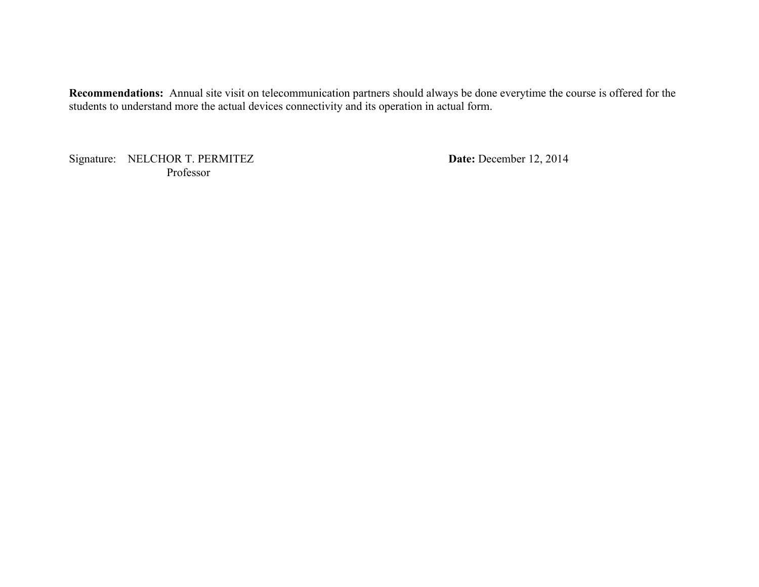**Recommendations:** Annual site visit on telecommunication partners should always be done everytime the course is offered for the students to understand more the actual devices connectivity and its operation in actual form.

Signature: NELCHOR T. PERMITEZ
Professor

**Date:** December 12, 2014